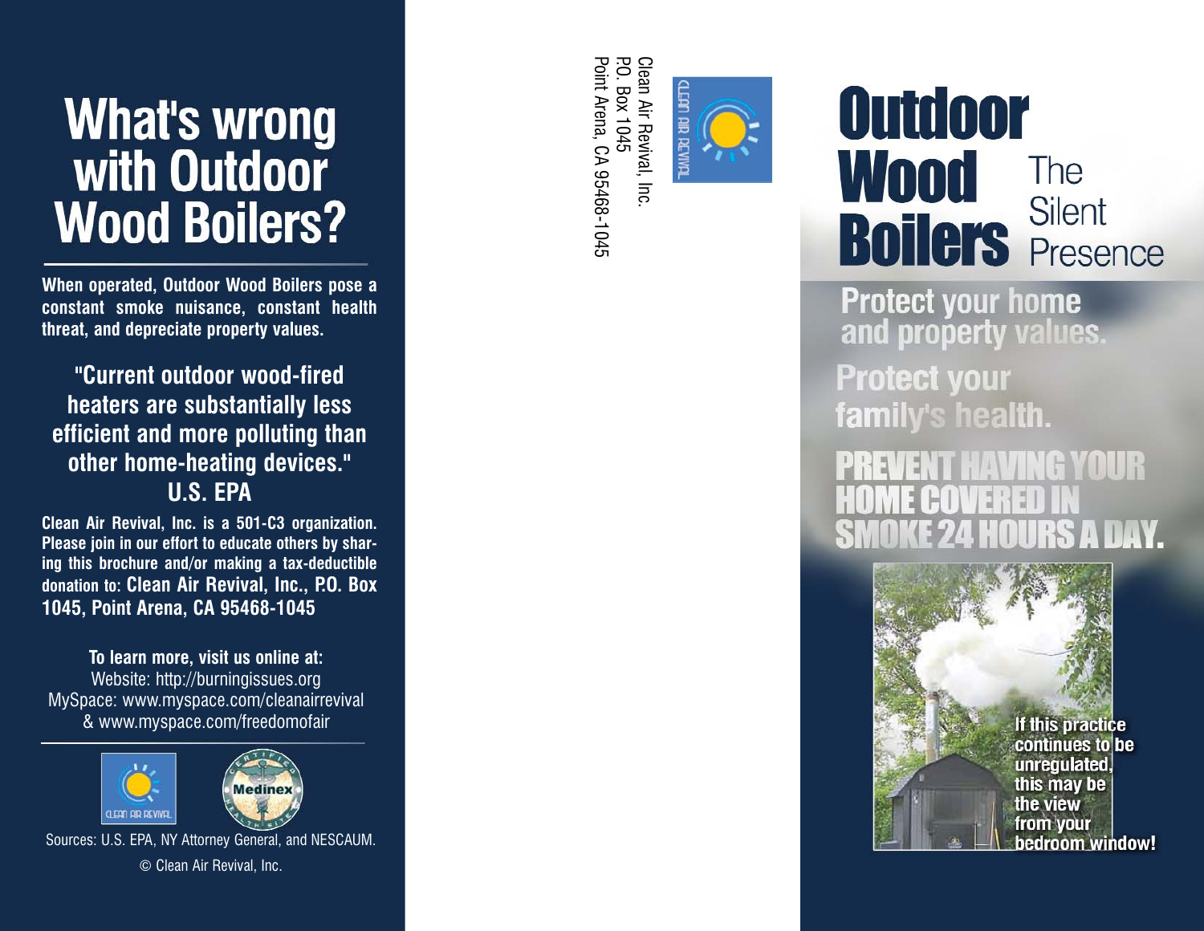# What's wrong with Outdoor Wood Boilers?

**When operated, Outdoor Wood Boilers pose a constant smoke nuisance, constant health threat, and depreciate property values.**

**"Current outdoor wood-fired heaters are substantially less efficient and more polluting than other home-heating devices."**
**U.S. EPA**

**Clean Air Revival, Inc. is a 501-C3 organization. Please join in our effort to educate others by sharing this brochure and/or making a tax-deductible donation to: Clean Air Revival, Inc., P.O. Box 1045, Point Arena, CA 95468-1045**

**To learn more, visit us online at:**
Website: http://burningissues.org
MySpace: www.myspace.com/cleanairrevival
& www.myspace.com/freedomofair

CLEAN AIR REVIVAL

Medinex

Sources: U.S. EPA, NY Attorney General, and NESCAUM.

© Clean Air Revival, Inc.

CLEAN AIR REVIVAL

Clean Air Revival, Inc.
P.O. Box 1045
Point Arena, CA 95468-1045

# Outdoor Wood Boilers

## The Silent Presence

**Protect your home and property values.**

**Protect your family's health.**

**PREVENT HAVING YOUR HOME COVERED IN SMOKE 24 HOURS A DAY.**

**If this practice continues to be unregulated, this may be the view from your bedroom window!**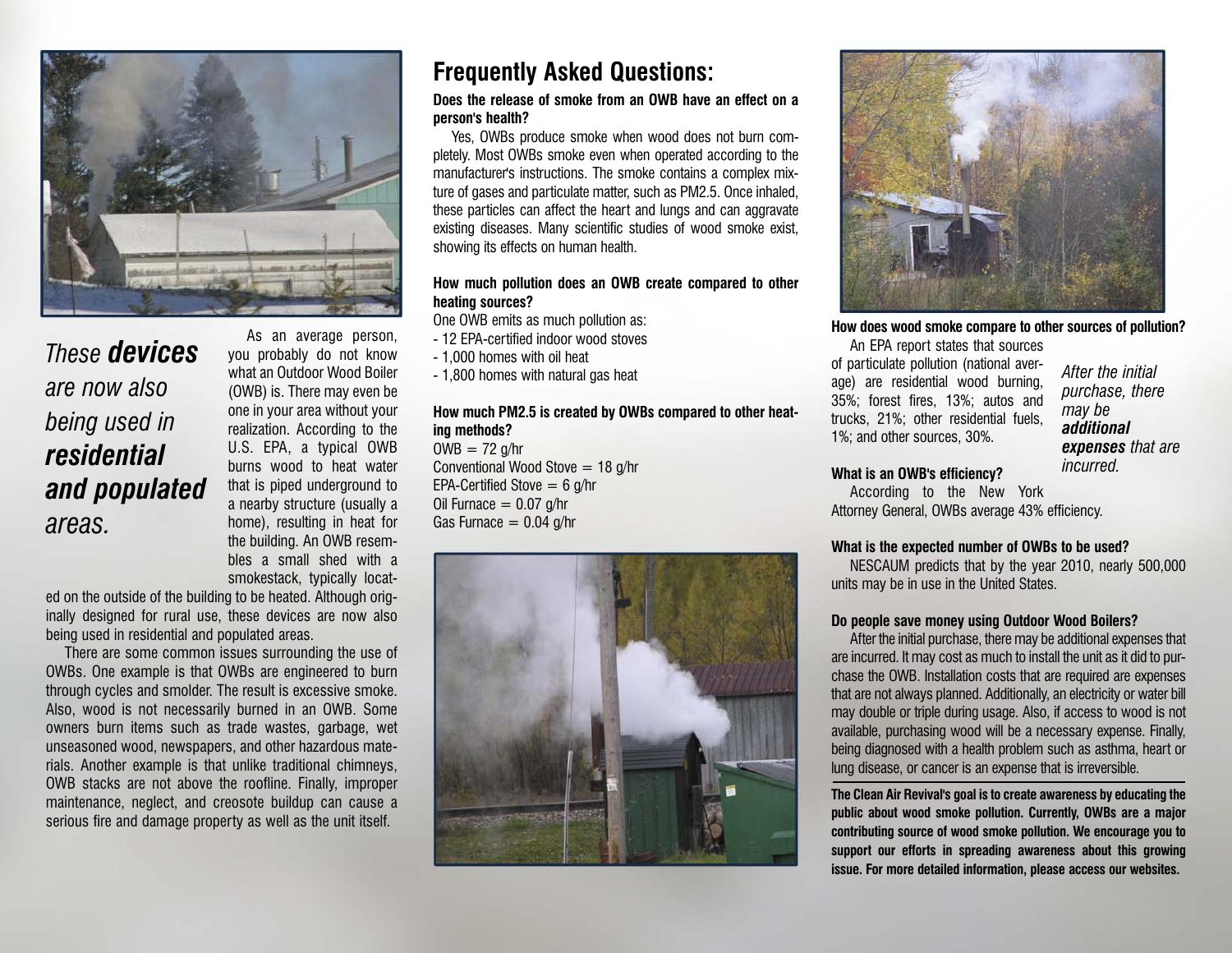*These* ***devices*** *are now also being used in* ***residential and populated*** *areas.*

As an average person, you probably do not know what an Outdoor Wood Boiler (OWB) is. There may even be one in your area without your realization. According to the U.S. EPA, a typical OWB burns wood to heat water that is piped underground to a nearby structure (usually a home), resulting in heat for the building. An OWB resembles a small shed with a smokestack, typically located on the outside of the building to be heated. Although originally designed for rural use, these devices are now also being used in residential and populated areas.

There are some common issues surrounding the use of OWBs. One example is that OWBs are engineered to burn through cycles and smolder. The result is excessive smoke. Also, wood is not necessarily burned in an OWB. Some owners burn items such as trade wastes, garbage, wet unseasoned wood, newspapers, and other hazardous materials. Another example is that unlike traditional chimneys, OWB stacks are not above the roofline. Finally, improper maintenance, neglect, and creosote buildup can cause a serious fire and damage property as well as the unit itself.

## Frequently Asked Questions:

**Does the release of smoke from an OWB have an effect on a person's health?**

Yes, OWBs produce smoke when wood does not burn completely. Most OWBs smoke even when operated according to the manufacturer's instructions. The smoke contains a complex mixture of gases and particulate matter, such as PM2.5. Once inhaled, these particles can affect the heart and lungs and can aggravate existing diseases. Many scientific studies of wood smoke exist, showing its effects on human health.

**How much pollution does an OWB create compared to other heating sources?**

One OWB emits as much pollution as:

- 12 EPA-certified indoor wood stoves
- 1,000 homes with oil heat
- 1,800 homes with natural gas heat

**How much PM2.5 is created by OWBs compared to other heating methods?**

OWB = 72 g/hr
Conventional Wood Stove = 18 g/hr
EPA-Certified Stove = 6 g/hr
Oil Furnace = 0.07 g/hr
Gas Furnace = 0.04 g/hr

**How does wood smoke compare to other sources of pollution?**

An EPA report states that sources of particulate pollution (national average) are residential wood burning, 35%; forest fires, 13%; autos and trucks, 21%; other residential fuels, 1%; and other sources, 30%.

*After the initial purchase, there may be* ***additional expenses*** *that are incurred.*

**What is an OWB's efficiency?**

According to the New York Attorney General, OWBs average 43% efficiency.

**What is the expected number of OWBs to be used?**

NESCAUM predicts that by the year 2010, nearly 500,000 units may be in use in the United States.

**Do people save money using Outdoor Wood Boilers?**

After the initial purchase, there may be additional expenses that are incurred. It may cost as much to install the unit as it did to purchase the OWB. Installation costs that are required are expenses that are not always planned. Additionally, an electricity or water bill may double or triple during usage. Also, if access to wood is not available, purchasing wood will be a necessary expense. Finally, being diagnosed with a health problem such as asthma, heart or lung disease, or cancer is an expense that is irreversible.

**The Clean Air Revival's goal is to create awareness by educating the public about wood smoke pollution. Currently, OWBs are a major contributing source of wood smoke pollution. We encourage you to support our efforts in spreading awareness about this growing issue. For more detailed information, please access our websites.**